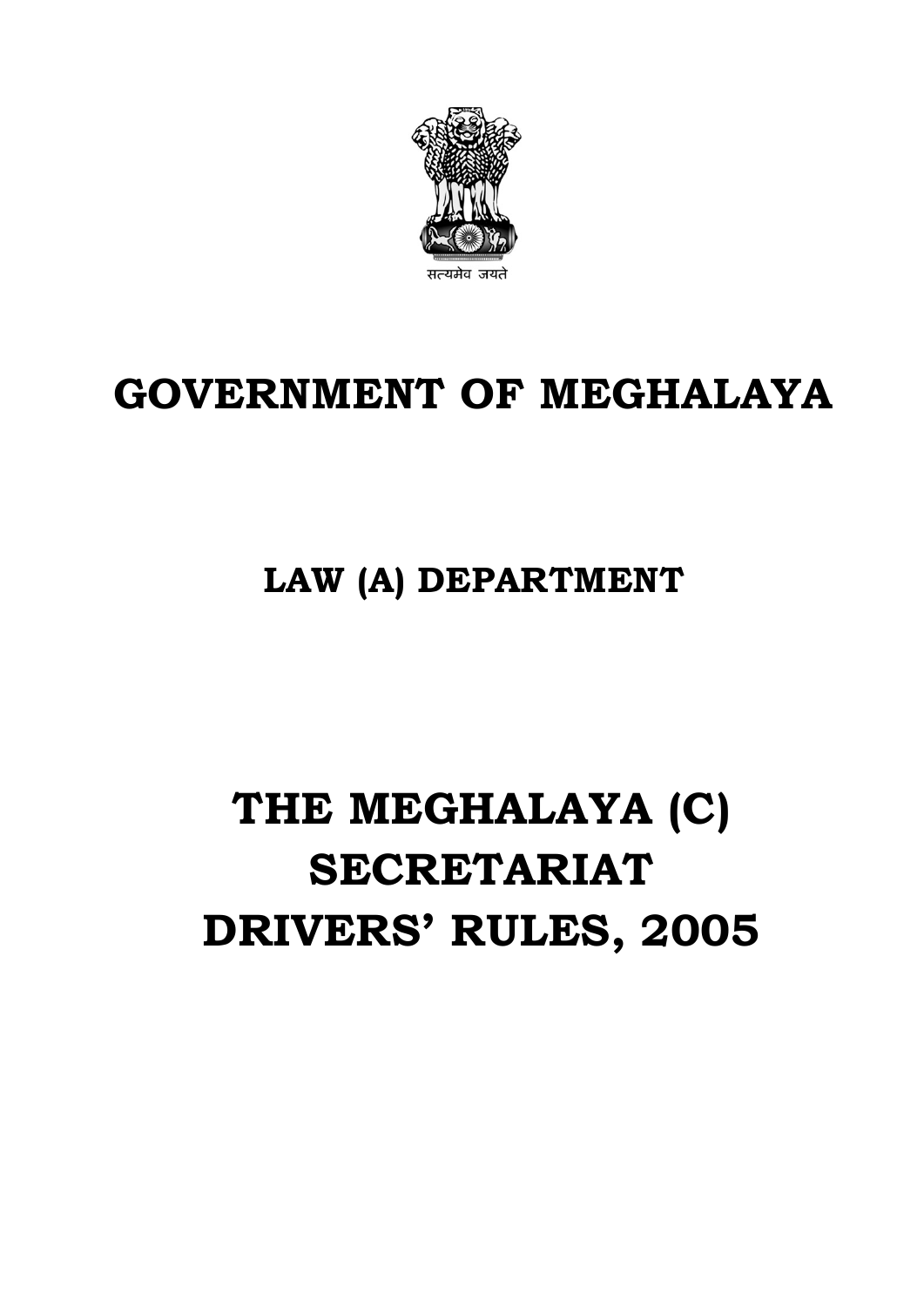सत्यमेव जयते

# GOVERNMENT OF MEGHALAYA

## LAW (A) DEPARTMENT

# THE MEGHALAYA (C) SECRETARIAT DRIVERS' RULES, 2005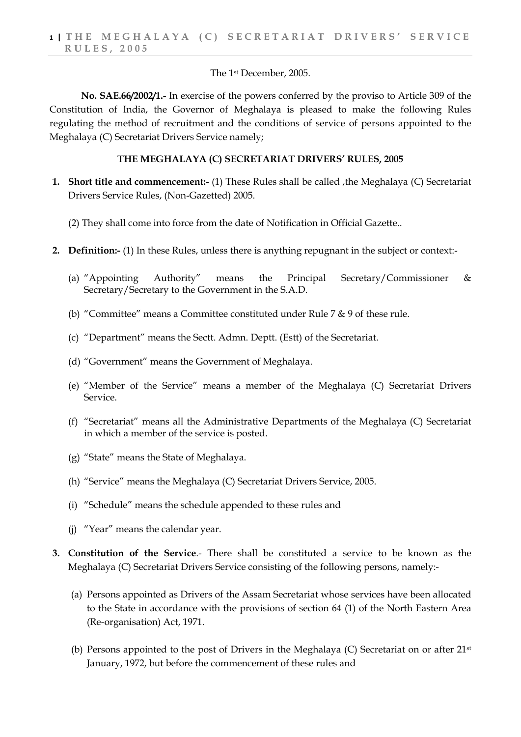The 1st December, 2005.

**No. SAE.66/2002/1.-** In exercise of the powers conferred by the proviso to Article 309 of the Constitution of India, the Governor of Meghalaya is pleased to make the following Rules regulating the method of recruitment and the conditions of service of persons appointed to the Meghalaya (C) Secretariat Drivers Service namely;

**THE MEGHALAYA (C) SECRETARIAT DRIVERS' RULES, 2005**

1. **Short title and commencement:-** (1) These Rules shall be called ,the Meghalaya (C) Secretariat Drivers Service Rules, (Non-Gazetted) 2005.

   (2) They shall come into force from the date of Notification in Official Gazette..

2. **Definition:-** (1) In these Rules, unless there is anything repugnant in the subject or context:-

   (a) "Appointing Authority" means the Principal Secretary/Commissioner & Secretary/Secretary to the Government in the S.A.D.

   (b) "Committee" means a Committee constituted under Rule 7 & 9 of these rule.

   (c) "Department" means the Sectt. Admn. Deptt. (Estt) of the Secretariat.

   (d) "Government" means the Government of Meghalaya.

   (e) "Member of the Service" means a member of the Meghalaya (C) Secretariat Drivers Service.

   (f) "Secretariat" means all the Administrative Departments of the Meghalaya (C) Secretariat in which a member of the service is posted.

   (g) "State" means the State of Meghalaya.

   (h) "Service" means the Meghalaya (C) Secretariat Drivers Service, 2005.

   (i) "Schedule" means the schedule appended to these rules and

   (j) "Year" means the calendar year.

3. **Constitution of the Service**.- There shall be constituted a service to be known as the Meghalaya (C) Secretariat Drivers Service consisting of the following persons, namely:-

   (a) Persons appointed as Drivers of the Assam Secretariat whose services have been allocated to the State in accordance with the provisions of section 64 (1) of the North Eastern Area (Re-organisation) Act, 1971.

   (b) Persons appointed to the post of Drivers in the Meghalaya (C) Secretariat on or after 21st January, 1972, but before the commencement of these rules and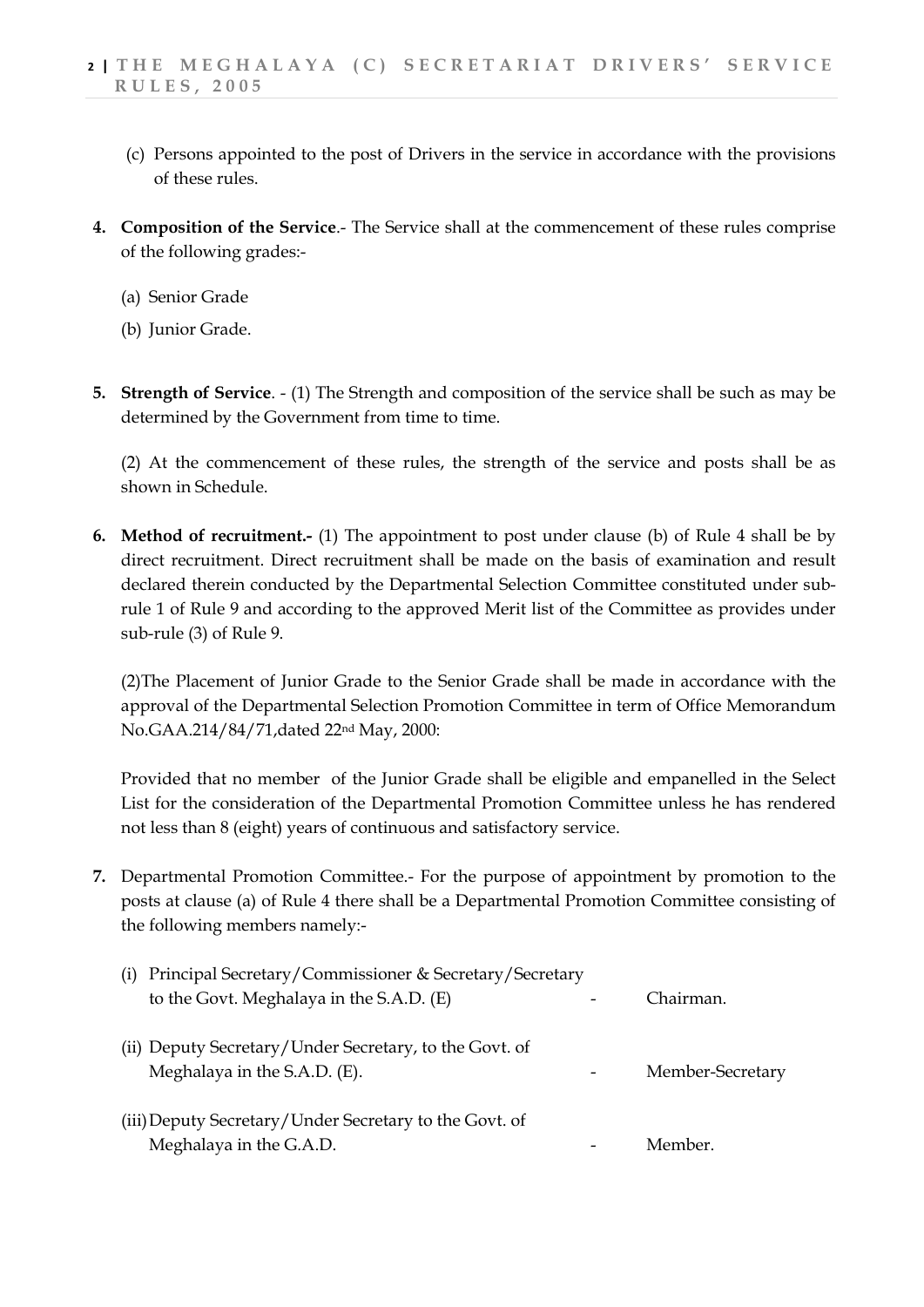(c) Persons appointed to the post of Drivers in the service in accordance with the provisions of these rules.

**4. Composition of the Service**.- The Service shall at the commencement of these rules comprise of the following grades:-

(a) Senior Grade

(b) Junior Grade.

**5. Strength of Service**. - (1) The Strength and composition of the service shall be such as may be determined by the Government from time to time.

(2) At the commencement of these rules, the strength of the service and posts shall be as shown in Schedule.

**6. Method of recruitment.-** (1) The appointment to post under clause (b) of Rule 4 shall be by direct recruitment. Direct recruitment shall be made on the basis of examination and result declared therein conducted by the Departmental Selection Committee constituted under sub-rule 1 of Rule 9 and according to the approved Merit list of the Committee as provides under sub-rule (3) of Rule 9.

(2)The Placement of Junior Grade to the Senior Grade shall be made in accordance with the approval of the Departmental Selection Promotion Committee in term of Office Memorandum No.GAA.214/84/71,dated 22nd May, 2000:

Provided that no member of the Junior Grade shall be eligible and empanelled in the Select List for the consideration of the Departmental Promotion Committee unless he has rendered not less than 8 (eight) years of continuous and satisfactory service.

**7.** Departmental Promotion Committee.- For the purpose of appointment by promotion to the posts at clause (a) of Rule 4 there shall be a Departmental Promotion Committee consisting of the following members namely:-

(i) Principal Secretary/Commissioner & Secretary/Secretary to the Govt. Meghalaya in the S.A.D. (E) - Chairman.

(ii) Deputy Secretary/Under Secretary, to the Govt. of Meghalaya in the S.A.D. (E). - Member-Secretary

(iii) Deputy Secretary/Under Secretary to the Govt. of Meghalaya in the G.A.D. - Member.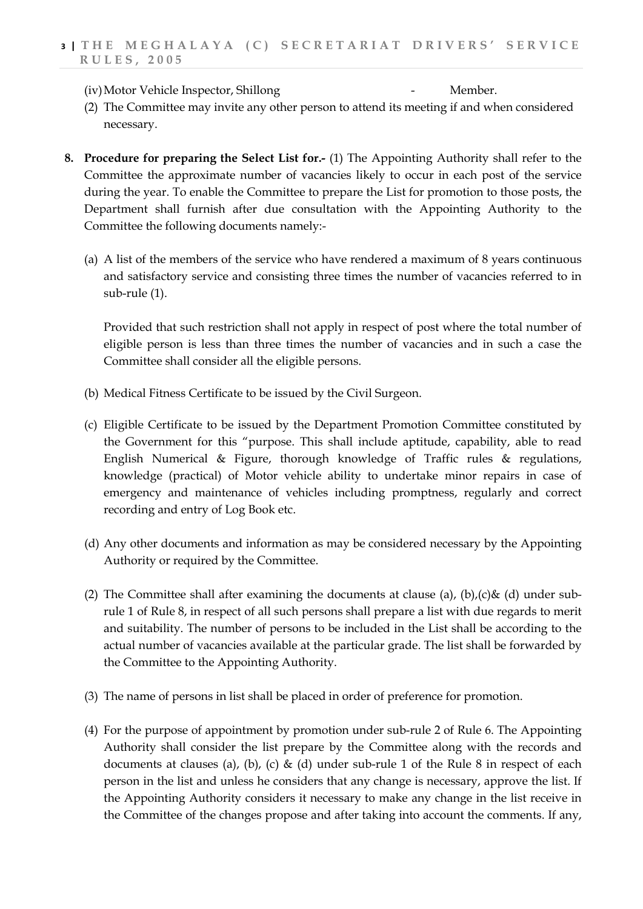(iv) Motor Vehicle Inspector, Shillong - Member.

(2) The Committee may invite any other person to attend its meeting if and when considered necessary.

**8. Procedure for preparing the Select List for.-** (1) The Appointing Authority shall refer to the Committee the approximate number of vacancies likely to occur in each post of the service during the year. To enable the Committee to prepare the List for promotion to those posts, the Department shall furnish after due consultation with the Appointing Authority to the Committee the following documents namely:-

(a) A list of the members of the service who have rendered a maximum of 8 years continuous and satisfactory service and consisting three times the number of vacancies referred to in sub-rule (1).

Provided that such restriction shall not apply in respect of post where the total number of eligible person is less than three times the number of vacancies and in such a case the Committee shall consider all the eligible persons.

(b) Medical Fitness Certificate to be issued by the Civil Surgeon.

(c) Eligible Certificate to be issued by the Department Promotion Committee constituted by the Government for this "purpose. This shall include aptitude, capability, able to read English Numerical & Figure, thorough knowledge of Traffic rules & regulations, knowledge (practical) of Motor vehicle ability to undertake minor repairs in case of emergency and maintenance of vehicles including promptness, regularly and correct recording and entry of Log Book etc.

(d) Any other documents and information as may be considered necessary by the Appointing Authority or required by the Committee.

(2) The Committee shall after examining the documents at clause (a), (b),(c)& (d) under sub-rule 1 of Rule 8, in respect of all such persons shall prepare a list with due regards to merit and suitability. The number of persons to be included in the List shall be according to the actual number of vacancies available at the particular grade. The list shall be forwarded by the Committee to the Appointing Authority.

(3) The name of persons in list shall be placed in order of preference for promotion.

(4) For the purpose of appointment by promotion under sub-rule 2 of Rule 6. The Appointing Authority shall consider the list prepare by the Committee along with the records and documents at clauses (a), (b), (c) & (d) under sub-rule 1 of the Rule 8 in respect of each person in the list and unless he considers that any change is necessary, approve the list. If the Appointing Authority considers it necessary to make any change in the list receive in the Committee of the changes propose and after taking into account the comments. If any,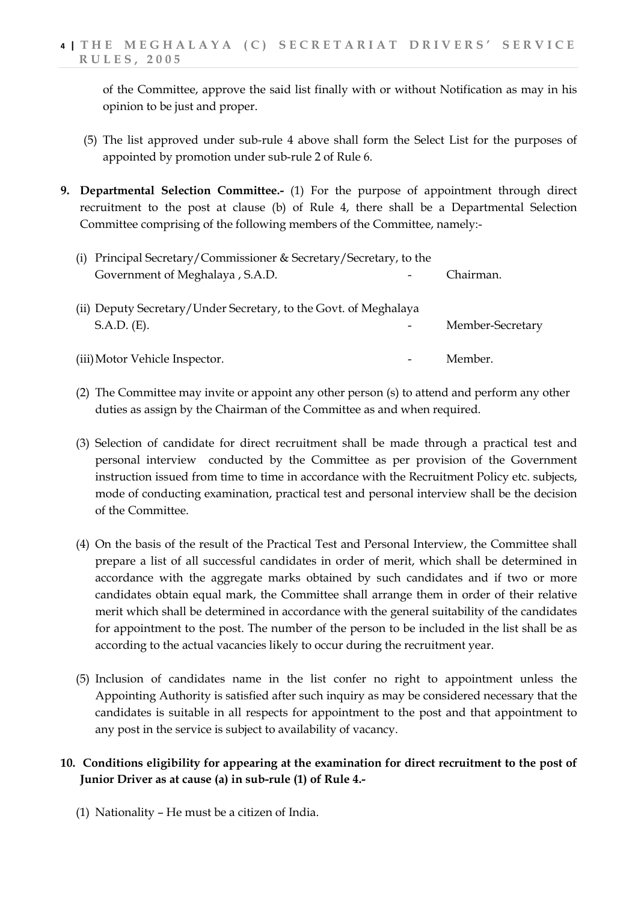of the Committee, approve the said list finally with or without Notification as may in his opinion to be just and proper.

(5) The list approved under sub-rule 4 above shall form the Select List for the purposes of appointed by promotion under sub-rule 2 of Rule 6.

**9. Departmental Selection Committee.-** (1) For the purpose of appointment through direct recruitment to the post at clause (b) of Rule 4, there shall be a Departmental Selection Committee comprising of the following members of the Committee, namely:-

| | | |
|---|---|---|
| (i) Principal Secretary/Commissioner & Secretary/Secretary, to the Government of Meghalaya , S.A.D. | - | Chairman. |
| (ii) Deputy Secretary/Under Secretary, to the Govt. of Meghalaya S.A.D. (E). | - | Member-Secretary |
| (iii) Motor Vehicle Inspector. | - | Member. |

(2) The Committee may invite or appoint any other person (s) to attend and perform any other duties as assign by the Chairman of the Committee as and when required.

(3) Selection of candidate for direct recruitment shall be made through a practical test and personal interview conducted by the Committee as per provision of the Government instruction issued from time to time in accordance with the Recruitment Policy etc. subjects, mode of conducting examination, practical test and personal interview shall be the decision of the Committee.

(4) On the basis of the result of the Practical Test and Personal Interview, the Committee shall prepare a list of all successful candidates in order of merit, which shall be determined in accordance with the aggregate marks obtained by such candidates and if two or more candidates obtain equal mark, the Committee shall arrange them in order of their relative merit which shall be determined in accordance with the general suitability of the candidates for appointment to the post. The number of the person to be included in the list shall be as according to the actual vacancies likely to occur during the recruitment year.

(5) Inclusion of candidates name in the list confer no right to appointment unless the Appointing Authority is satisfied after such inquiry as may be considered necessary that the candidates is suitable in all respects for appointment to the post and that appointment to any post in the service is subject to availability of vacancy.

**10. Conditions eligibility for appearing at the examination for direct recruitment to the post of Junior Driver as at cause (a) in sub-rule (1) of Rule 4.-**

(1) Nationality – He must be a citizen of India.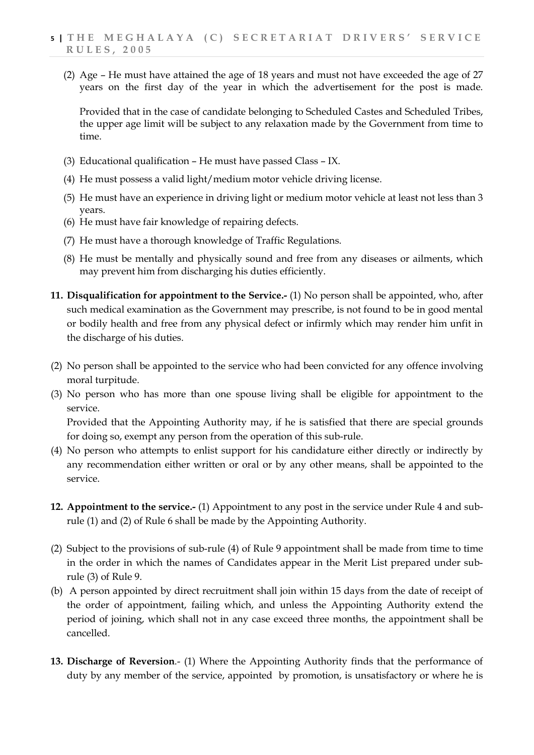(2) Age – He must have attained the age of 18 years and must not have exceeded the age of 27 years on the first day of the year in which the advertisement for the post is made.

Provided that in the case of candidate belonging to Scheduled Castes and Scheduled Tribes, the upper age limit will be subject to any relaxation made by the Government from time to time.

(3) Educational qualification – He must have passed Class – IX.

(4) He must possess a valid light/medium motor vehicle driving license.

(5) He must have an experience in driving light or medium motor vehicle at least not less than 3 years.

(6) He must have fair knowledge of repairing defects.

(7) He must have a thorough knowledge of Traffic Regulations.

(8) He must be mentally and physically sound and free from any diseases or ailments, which may prevent him from discharging his duties efficiently.

**11. Disqualification for appointment to the Service.-** (1) No person shall be appointed, who, after such medical examination as the Government may prescribe, is not found to be in good mental or bodily health and free from any physical defect or infirmly which may render him unfit in the discharge of his duties.

(2) No person shall be appointed to the service who had been convicted for any offence involving moral turpitude.

(3) No person who has more than one spouse living shall be eligible for appointment to the service.

Provided that the Appointing Authority may, if he is satisfied that there are special grounds for doing so, exempt any person from the operation of this sub-rule.

(4) No person who attempts to enlist support for his candidature either directly or indirectly by any recommendation either written or oral or by any other means, shall be appointed to the service.

**12. Appointment to the service.-** (1) Appointment to any post in the service under Rule 4 and sub-rule (1) and (2) of Rule 6 shall be made by the Appointing Authority.

(2) Subject to the provisions of sub-rule (4) of Rule 9 appointment shall be made from time to time in the order in which the names of Candidates appear in the Merit List prepared under sub-rule (3) of Rule 9.

(b) A person appointed by direct recruitment shall join within 15 days from the date of receipt of the order of appointment, failing which, and unless the Appointing Authority extend the period of joining, which shall not in any case exceed three months, the appointment shall be cancelled.

**13. Discharge of Reversion**.- (1) Where the Appointing Authority finds that the performance of duty by any member of the service, appointed by promotion, is unsatisfactory or where he is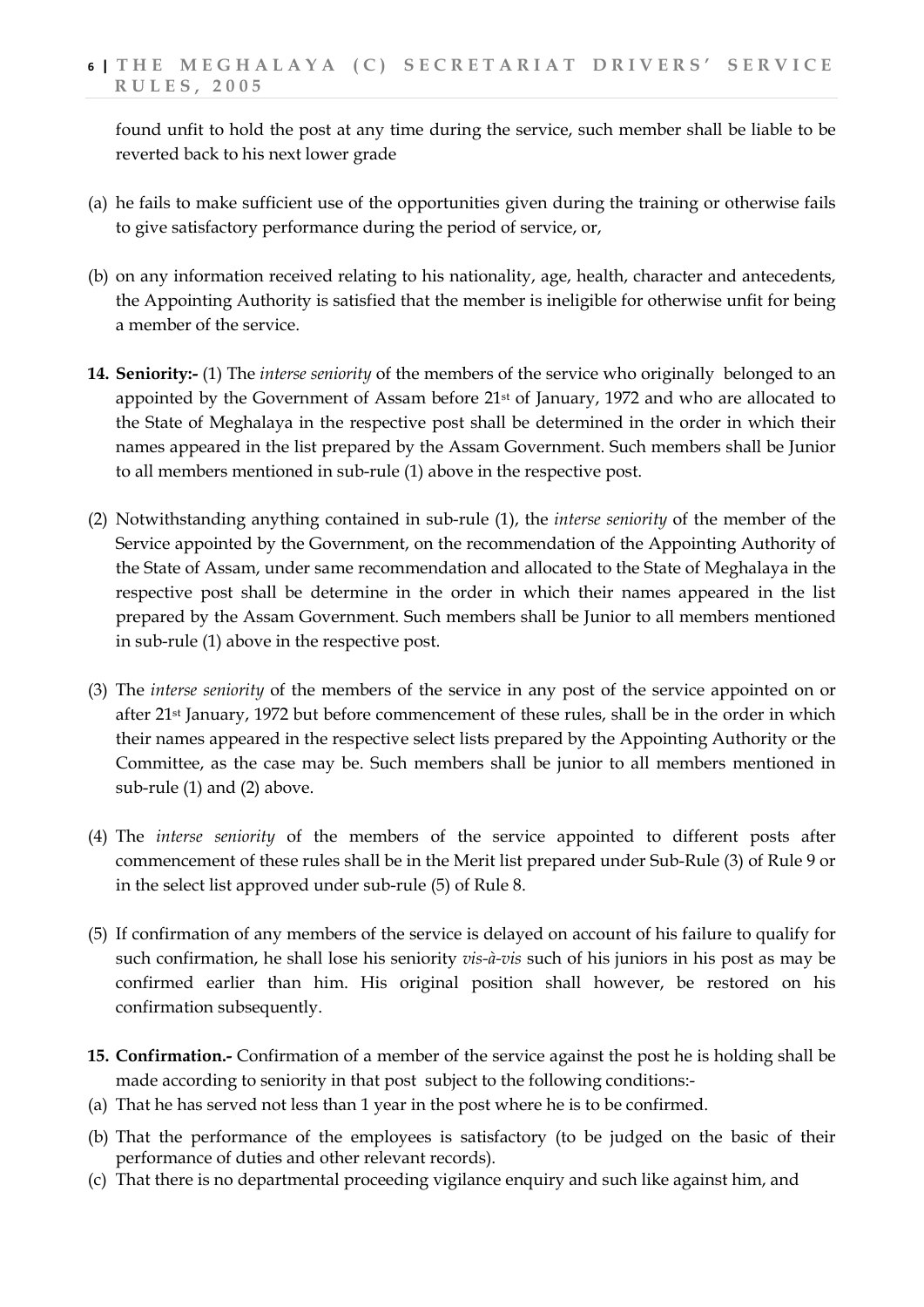found unfit to hold the post at any time during the service, such member shall be liable to be reverted back to his next lower grade

(a) he fails to make sufficient use of the opportunities given during the training or otherwise fails to give satisfactory performance during the period of service, or,

(b) on any information received relating to his nationality, age, health, character and antecedents, the Appointing Authority is satisfied that the member is ineligible for otherwise unfit for being a member of the service.

**14. Seniority:-** (1) The *interse seniority* of the members of the service who originally belonged to an appointed by the Government of Assam before 21st of January, 1972 and who are allocated to the State of Meghalaya in the respective post shall be determined in the order in which their names appeared in the list prepared by the Assam Government. Such members shall be Junior to all members mentioned in sub-rule (1) above in the respective post.

(2) Notwithstanding anything contained in sub-rule (1), the *interse seniority* of the member of the Service appointed by the Government, on the recommendation of the Appointing Authority of the State of Assam, under same recommendation and allocated to the State of Meghalaya in the respective post shall be determine in the order in which their names appeared in the list prepared by the Assam Government. Such members shall be Junior to all members mentioned in sub-rule (1) above in the respective post.

(3) The *interse seniority* of the members of the service in any post of the service appointed on or after 21st January, 1972 but before commencement of these rules, shall be in the order in which their names appeared in the respective select lists prepared by the Appointing Authority or the Committee, as the case may be. Such members shall be junior to all members mentioned in sub-rule (1) and (2) above.

(4) The *interse seniority* of the members of the service appointed to different posts after commencement of these rules shall be in the Merit list prepared under Sub-Rule (3) of Rule 9 or in the select list approved under sub-rule (5) of Rule 8.

(5) If confirmation of any members of the service is delayed on account of his failure to qualify for such confirmation, he shall lose his seniority *vis-à-vis* such of his juniors in his post as may be confirmed earlier than him. His original position shall however, be restored on his confirmation subsequently.

**15. Confirmation.-** Confirmation of a member of the service against the post he is holding shall be made according to seniority in that post subject to the following conditions:-

(a) That he has served not less than 1 year in the post where he is to be confirmed.

(b) That the performance of the employees is satisfactory (to be judged on the basic of their performance of duties and other relevant records).

(c) That there is no departmental proceeding vigilance enquiry and such like against him, and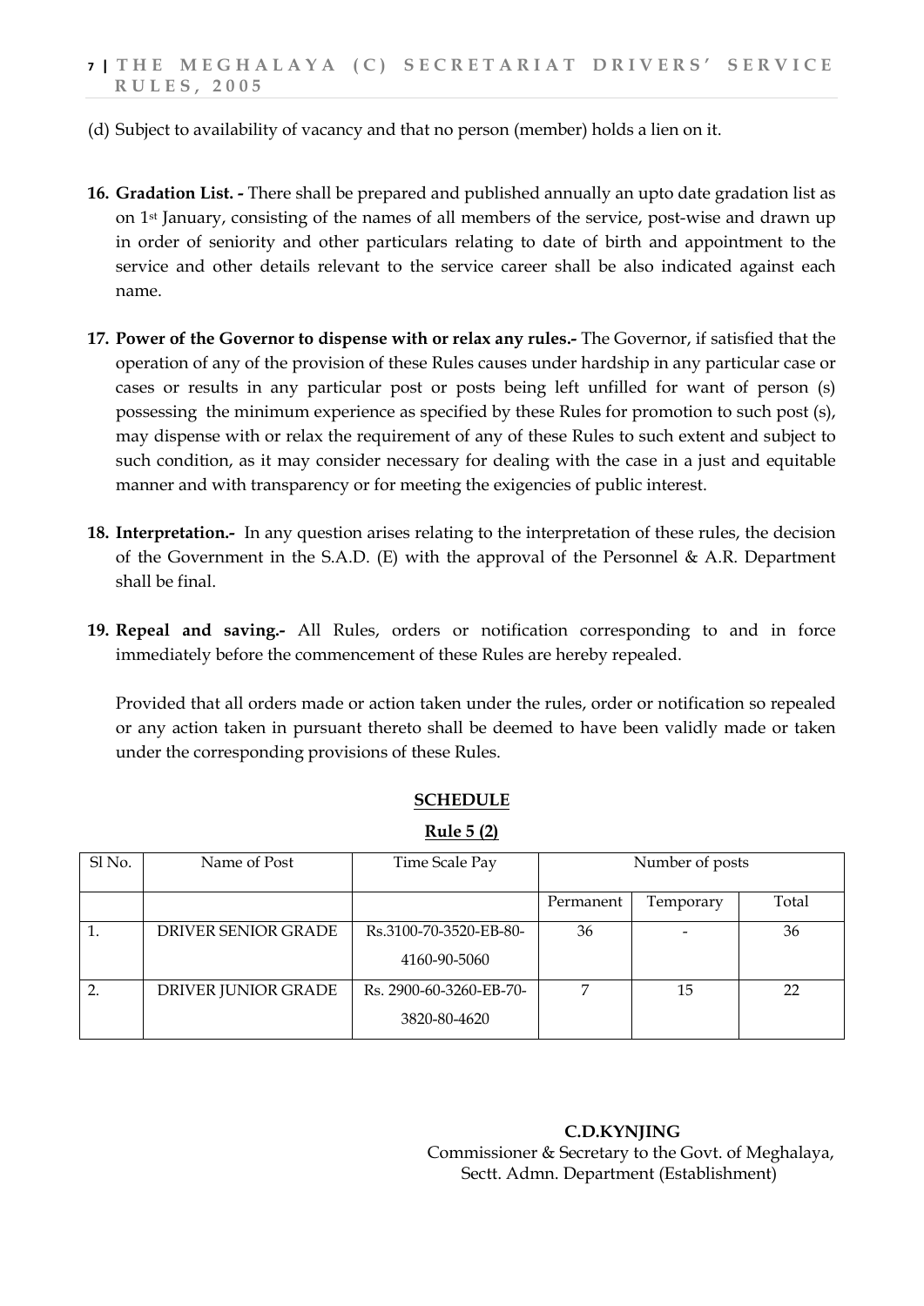(d) Subject to availability of vacancy and that no person (member) holds a lien on it.

**16. Gradation List. -** There shall be prepared and published annually an upto date gradation list as on 1st January, consisting of the names of all members of the service, post-wise and drawn up in order of seniority and other particulars relating to date of birth and appointment to the service and other details relevant to the service career shall be also indicated against each name.

**17. Power of the Governor to dispense with or relax any rules.-** The Governor, if satisfied that the operation of any of the provision of these Rules causes under hardship in any particular case or cases or results in any particular post or posts being left unfilled for want of person (s) possessing the minimum experience as specified by these Rules for promotion to such post (s), may dispense with or relax the requirement of any of these Rules to such extent and subject to such condition, as it may consider necessary for dealing with the case in a just and equitable manner and with transparency or for meeting the exigencies of public interest.

**18. Interpretation.-** In any question arises relating to the interpretation of these rules, the decision of the Government in the S.A.D. (E) with the approval of the Personnel & A.R. Department shall be final.

**19. Repeal and saving.-** All Rules, orders or notification corresponding to and in force immediately before the commencement of these Rules are hereby repealed.

Provided that all orders made or action taken under the rules, order or notification so repealed or any action taken in pursuant thereto shall be deemed to have been validly made or taken under the corresponding provisions of these Rules.

**SCHEDULE**

**Rule 5 (2)**

| Sl No. | Name of Post | Time Scale Pay | Number of posts | | |
|---|---|---|---|---|---|
| | | | Permanent | Temporary | Total |
| 1. | DRIVER SENIOR GRADE | Rs.3100-70-3520-EB-80-4160-90-5060 | 36 | - | 36 |
| 2. | DRIVER JUNIOR GRADE | Rs. 2900-60-3260-EB-70-3820-80-4620 | 7 | 15 | 22 |

**C.D.KYNJING**
Commissioner & Secretary to the Govt. of Meghalaya,
Sectt. Admn. Department (Establishment)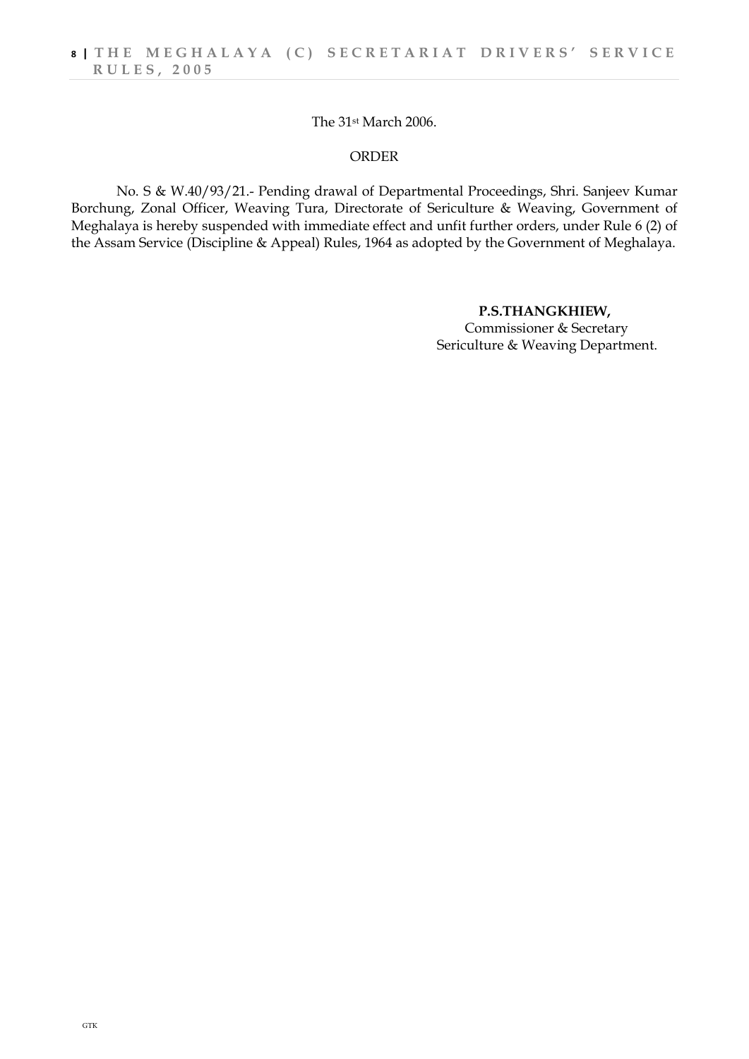The 31st March 2006.

ORDER

No. S & W.40/93/21.- Pending drawal of Departmental Proceedings, Shri. Sanjeev Kumar Borchung, Zonal Officer, Weaving Tura, Directorate of Sericulture & Weaving, Government of Meghalaya is hereby suspended with immediate effect and unfit further orders, under Rule 6 (2) of the Assam Service (Discipline & Appeal) Rules, 1964 as adopted by the Government of Meghalaya.

**P.S.THANGKHIEW,**
Commissioner & Secretary
Sericulture & Weaving Department.

GTK